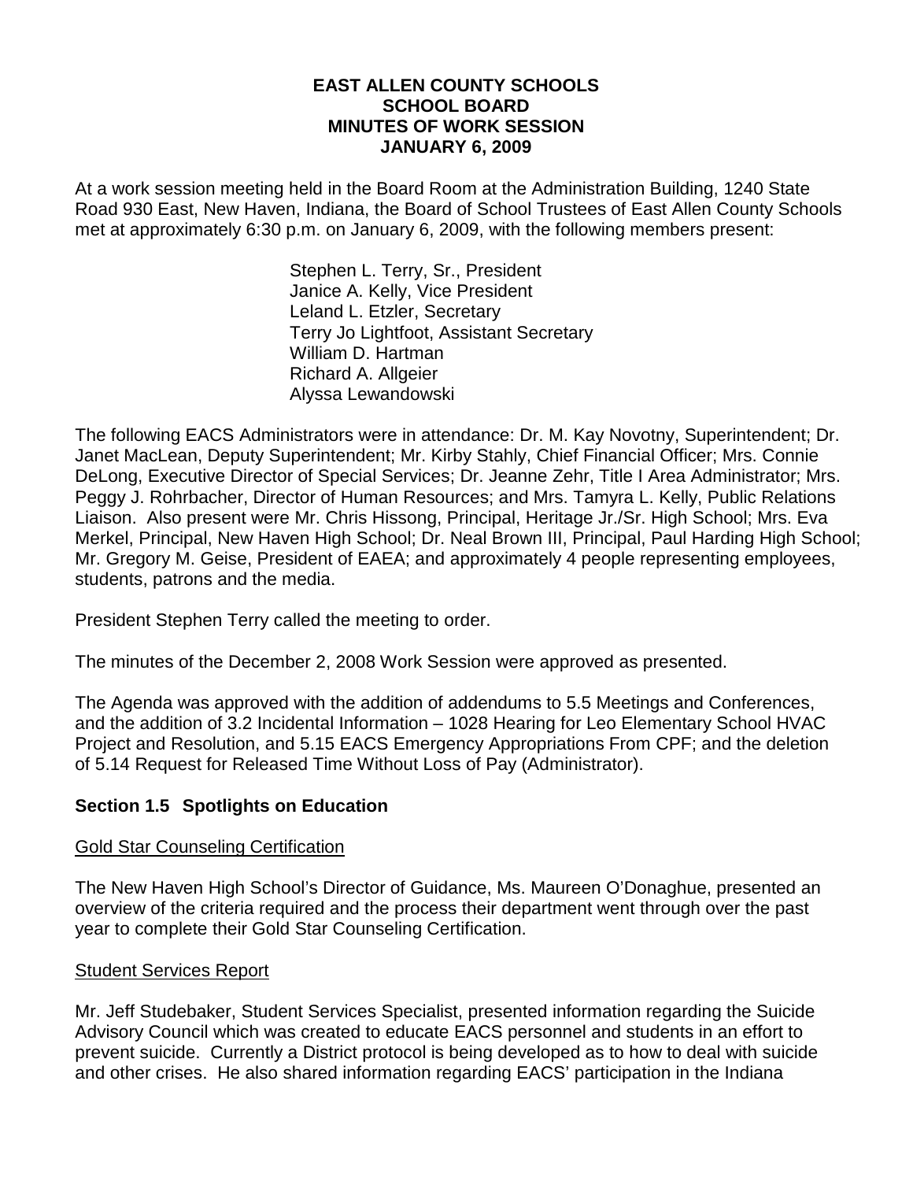# EAST ALLEN COUNTY SCHOOLS
# SCHOOL BOARD
# MINUTES OF WORK SESSION
# JANUARY 6, 2009

At a work session meeting held in the Board Room at the Administration Building, 1240 State Road 930 East, New Haven, Indiana, the Board of School Trustees of East Allen County Schools met at approximately 6:30 p.m. on January 6, 2009, with the following members present:

Stephen L. Terry, Sr., President
Janice A. Kelly, Vice President
Leland L. Etzler, Secretary
Terry Jo Lightfoot, Assistant Secretary
William D. Hartman
Richard A. Allgeier
Alyssa Lewandowski

The following EACS Administrators were in attendance: Dr. M. Kay Novotny, Superintendent; Dr. Janet MacLean, Deputy Superintendent; Mr. Kirby Stahly, Chief Financial Officer; Mrs. Connie DeLong, Executive Director of Special Services; Dr. Jeanne Zehr, Title I Area Administrator; Mrs. Peggy J. Rohrbacher, Director of Human Resources; and Mrs. Tamyra L. Kelly, Public Relations Liaison. Also present were Mr. Chris Hissong, Principal, Heritage Jr./Sr. High School; Mrs. Eva Merkel, Principal, New Haven High School; Dr. Neal Brown III, Principal, Paul Harding High School; Mr. Gregory M. Geise, President of EAEA; and approximately 4 people representing employees, students, patrons and the media.

President Stephen Terry called the meeting to order.

The minutes of the December 2, 2008 Work Session were approved as presented.

The Agenda was approved with the addition of addendums to 5.5 Meetings and Conferences, and the addition of 3.2 Incidental Information – 1028 Hearing for Leo Elementary School HVAC Project and Resolution, and 5.15 EACS Emergency Appropriations From CPF; and the deletion of 5.14 Request for Released Time Without Loss of Pay (Administrator).

## Section 1.5 Spotlights on Education

### Gold Star Counseling Certification

The New Haven High School's Director of Guidance, Ms. Maureen O'Donaghue, presented an overview of the criteria required and the process their department went through over the past year to complete their Gold Star Counseling Certification.

### Student Services Report

Mr. Jeff Studebaker, Student Services Specialist, presented information regarding the Suicide Advisory Council which was created to educate EACS personnel and students in an effort to prevent suicide. Currently a District protocol is being developed as to how to deal with suicide and other crises. He also shared information regarding EACS' participation in the Indiana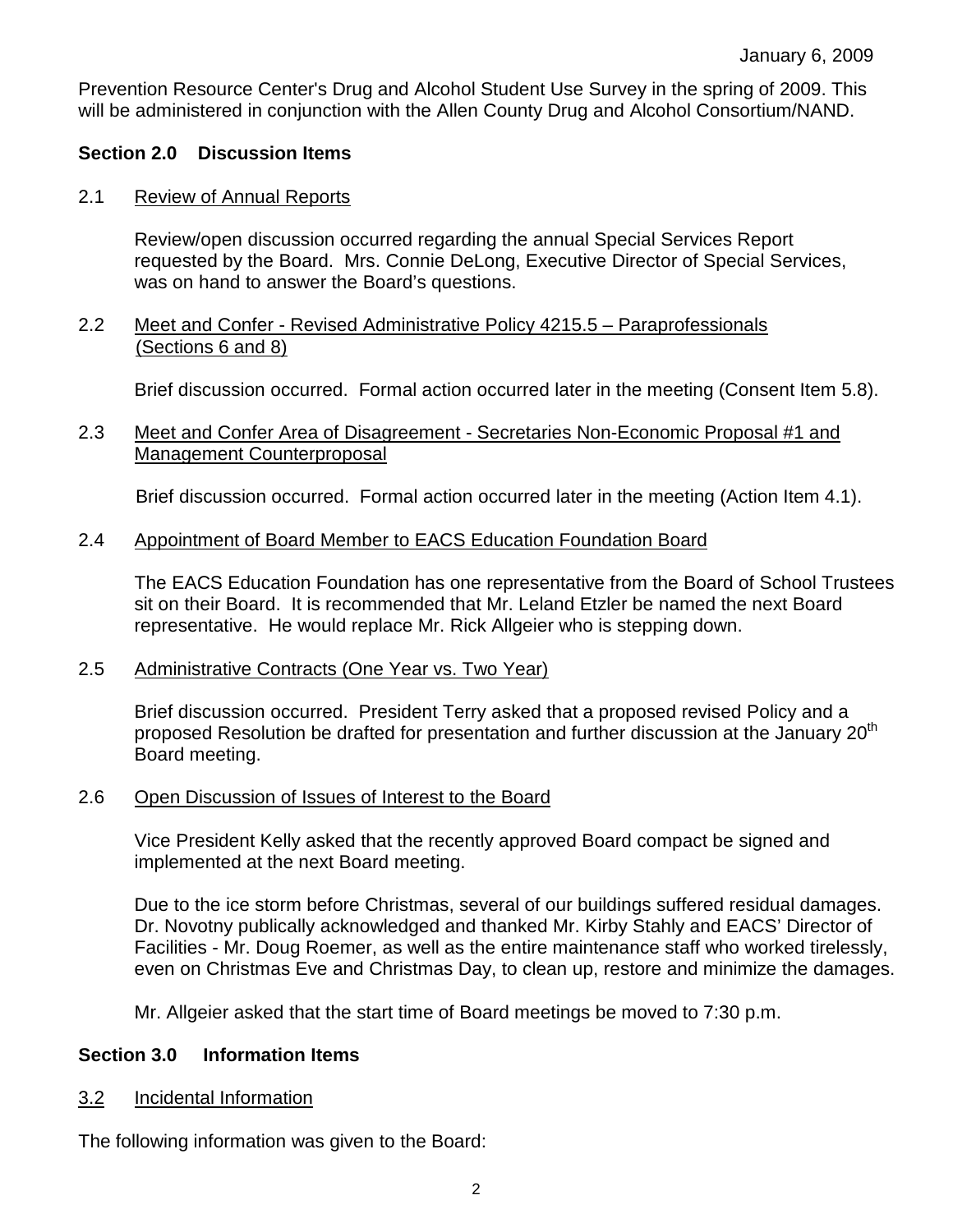Prevention Resource Center's Drug and Alcohol Student Use Survey in the spring of 2009. This will be administered in conjunction with the Allen County Drug and Alcohol Consortium/NAND.

## Section 2.0 Discussion Items

2.1 Review of Annual Reports

Review/open discussion occurred regarding the annual Special Services Report requested by the Board. Mrs. Connie DeLong, Executive Director of Special Services, was on hand to answer the Board's questions.

2.2 Meet and Confer - Revised Administrative Policy 4215.5 – Paraprofessionals (Sections 6 and 8)

Brief discussion occurred. Formal action occurred later in the meeting (Consent Item 5.8).

2.3 Meet and Confer Area of Disagreement - Secretaries Non-Economic Proposal #1 and Management Counterproposal

Brief discussion occurred. Formal action occurred later in the meeting (Action Item 4.1).

2.4 Appointment of Board Member to EACS Education Foundation Board

The EACS Education Foundation has one representative from the Board of School Trustees sit on their Board. It is recommended that Mr. Leland Etzler be named the next Board representative. He would replace Mr. Rick Allgeier who is stepping down.

2.5 Administrative Contracts (One Year vs. Two Year)

Brief discussion occurred. President Terry asked that a proposed revised Policy and a proposed Resolution be drafted for presentation and further discussion at the January 20th Board meeting.

2.6 Open Discussion of Issues of Interest to the Board

Vice President Kelly asked that the recently approved Board compact be signed and implemented at the next Board meeting.

Due to the ice storm before Christmas, several of our buildings suffered residual damages. Dr. Novotny publically acknowledged and thanked Mr. Kirby Stahly and EACS' Director of Facilities - Mr. Doug Roemer, as well as the entire maintenance staff who worked tirelessly, even on Christmas Eve and Christmas Day, to clean up, restore and minimize the damages.

Mr. Allgeier asked that the start time of Board meetings be moved to 7:30 p.m.

## Section 3.0 Information Items

3.2 Incidental Information

The following information was given to the Board: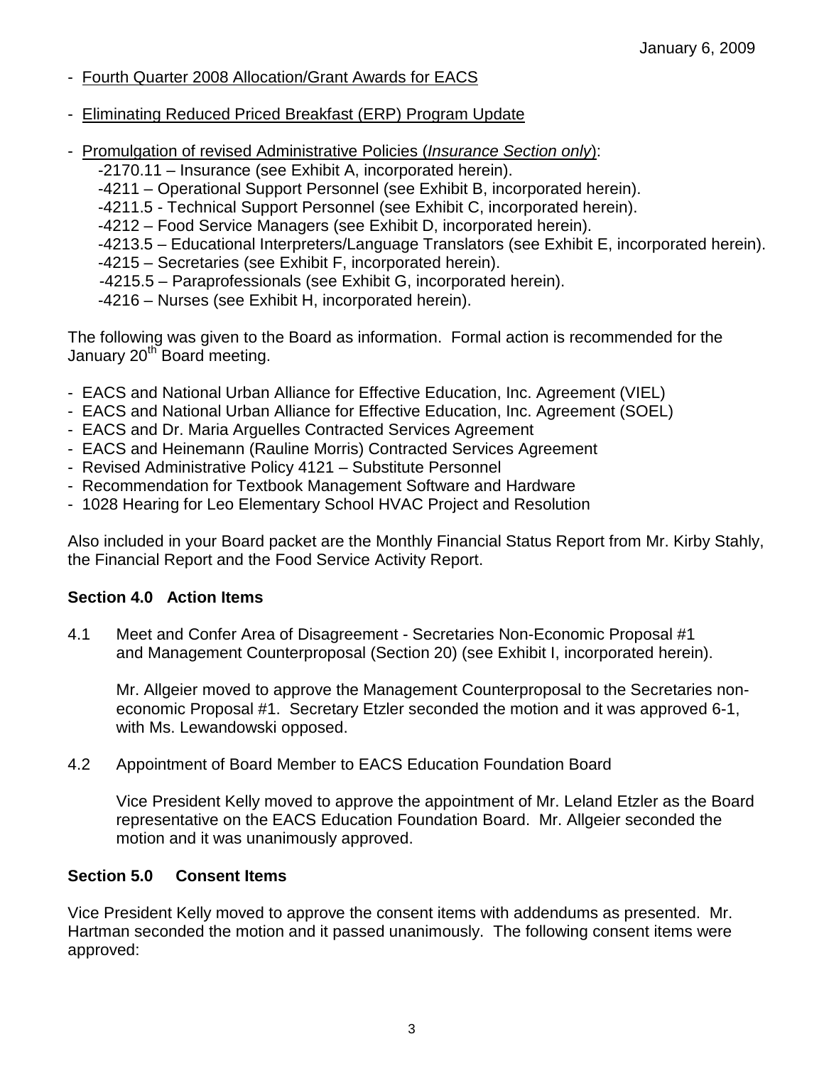- Fourth Quarter 2008 Allocation/Grant Awards for EACS

- Eliminating Reduced Priced Breakfast (ERP) Program Update

- Promulgation of revised Administrative Policies (*Insurance Section only*):
  - -2170.11 – Insurance (see Exhibit A, incorporated herein).
  - -4211 – Operational Support Personnel (see Exhibit B, incorporated herein).
  - -4211.5 - Technical Support Personnel (see Exhibit C, incorporated herein).
  - -4212 – Food Service Managers (see Exhibit D, incorporated herein).
  - -4213.5 – Educational Interpreters/Language Translators (see Exhibit E, incorporated herein).
  - -4215 – Secretaries (see Exhibit F, incorporated herein).
  - -4215.5 – Paraprofessionals (see Exhibit G, incorporated herein).
  - -4216 – Nurses (see Exhibit H, incorporated herein).

The following was given to the Board as information. Formal action is recommended for the January 20th Board meeting.

- EACS and National Urban Alliance for Effective Education, Inc. Agreement (VIEL)
- EACS and National Urban Alliance for Effective Education, Inc. Agreement (SOEL)
- EACS and Dr. Maria Arguelles Contracted Services Agreement
- EACS and Heinemann (Rauline Morris) Contracted Services Agreement
- Revised Administrative Policy 4121 – Substitute Personnel
- Recommendation for Textbook Management Software and Hardware
- 1028 Hearing for Leo Elementary School HVAC Project and Resolution

Also included in your Board packet are the Monthly Financial Status Report from Mr. Kirby Stahly, the Financial Report and the Food Service Activity Report.

**Section 4.0 Action Items**

4.1 Meet and Confer Area of Disagreement - Secretaries Non-Economic Proposal #1 and Management Counterproposal (Section 20) (see Exhibit I, incorporated herein).

Mr. Allgeier moved to approve the Management Counterproposal to the Secretaries non-economic Proposal #1. Secretary Etzler seconded the motion and it was approved 6-1, with Ms. Lewandowski opposed.

4.2 Appointment of Board Member to EACS Education Foundation Board

Vice President Kelly moved to approve the appointment of Mr. Leland Etzler as the Board representative on the EACS Education Foundation Board. Mr. Allgeier seconded the motion and it was unanimously approved.

**Section 5.0 Consent Items**

Vice President Kelly moved to approve the consent items with addendums as presented. Mr. Hartman seconded the motion and it passed unanimously. The following consent items were approved: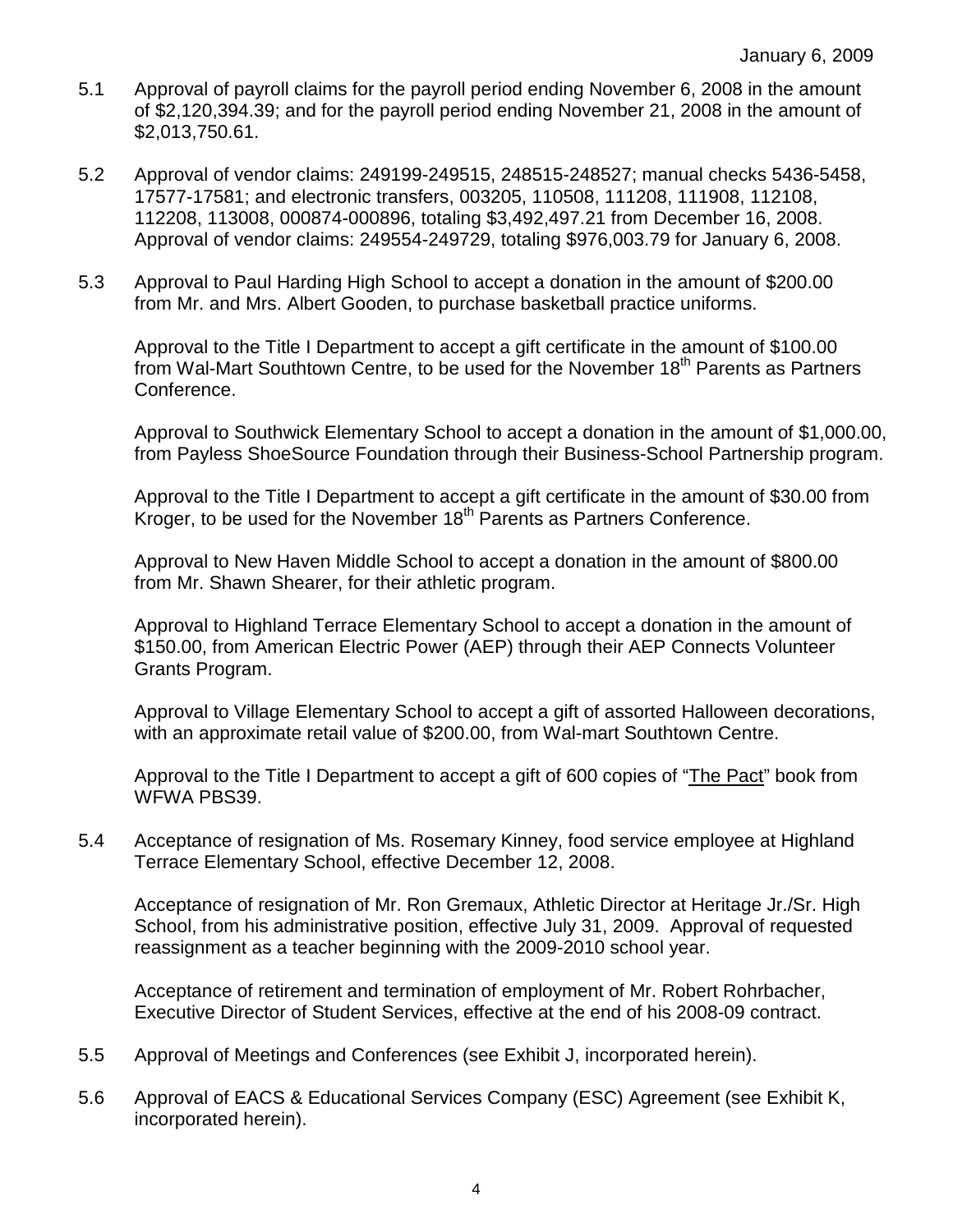January 6, 2009

5.1 Approval of payroll claims for the payroll period ending November 6, 2008 in the amount of $2,120,394.39; and for the payroll period ending November 21, 2008 in the amount of $2,013,750.61.

5.2 Approval of vendor claims: 249199-249515, 248515-248527; manual checks 5436-5458, 17577-17581; and electronic transfers, 003205, 110508, 111208, 111908, 112108, 112208, 113008, 000874-000896, totaling $3,492,497.21 from December 16, 2008. Approval of vendor claims: 249554-249729, totaling $976,003.79 for January 6, 2008.

5.3 Approval to Paul Harding High School to accept a donation in the amount of $200.00 from Mr. and Mrs. Albert Gooden, to purchase basketball practice uniforms.

Approval to the Title I Department to accept a gift certificate in the amount of $100.00 from Wal-Mart Southtown Centre, to be used for the November 18th Parents as Partners Conference.

Approval to Southwick Elementary School to accept a donation in the amount of $1,000.00, from Payless ShoeSource Foundation through their Business-School Partnership program.

Approval to the Title I Department to accept a gift certificate in the amount of $30.00 from Kroger, to be used for the November 18th Parents as Partners Conference.

Approval to New Haven Middle School to accept a donation in the amount of $800.00 from Mr. Shawn Shearer, for their athletic program.

Approval to Highland Terrace Elementary School to accept a donation in the amount of $150.00, from American Electric Power (AEP) through their AEP Connects Volunteer Grants Program.

Approval to Village Elementary School to accept a gift of assorted Halloween decorations, with an approximate retail value of $200.00, from Wal-mart Southtown Centre.

Approval to the Title I Department to accept a gift of 600 copies of "The Pact" book from WFWA PBS39.

5.4 Acceptance of resignation of Ms. Rosemary Kinney, food service employee at Highland Terrace Elementary School, effective December 12, 2008.

Acceptance of resignation of Mr. Ron Gremaux, Athletic Director at Heritage Jr./Sr. High School, from his administrative position, effective July 31, 2009. Approval of requested reassignment as a teacher beginning with the 2009-2010 school year.

Acceptance of retirement and termination of employment of Mr. Robert Rohrbacher, Executive Director of Student Services, effective at the end of his 2008-09 contract.

5.5 Approval of Meetings and Conferences (see Exhibit J, incorporated herein).

5.6 Approval of EACS & Educational Services Company (ESC) Agreement (see Exhibit K, incorporated herein).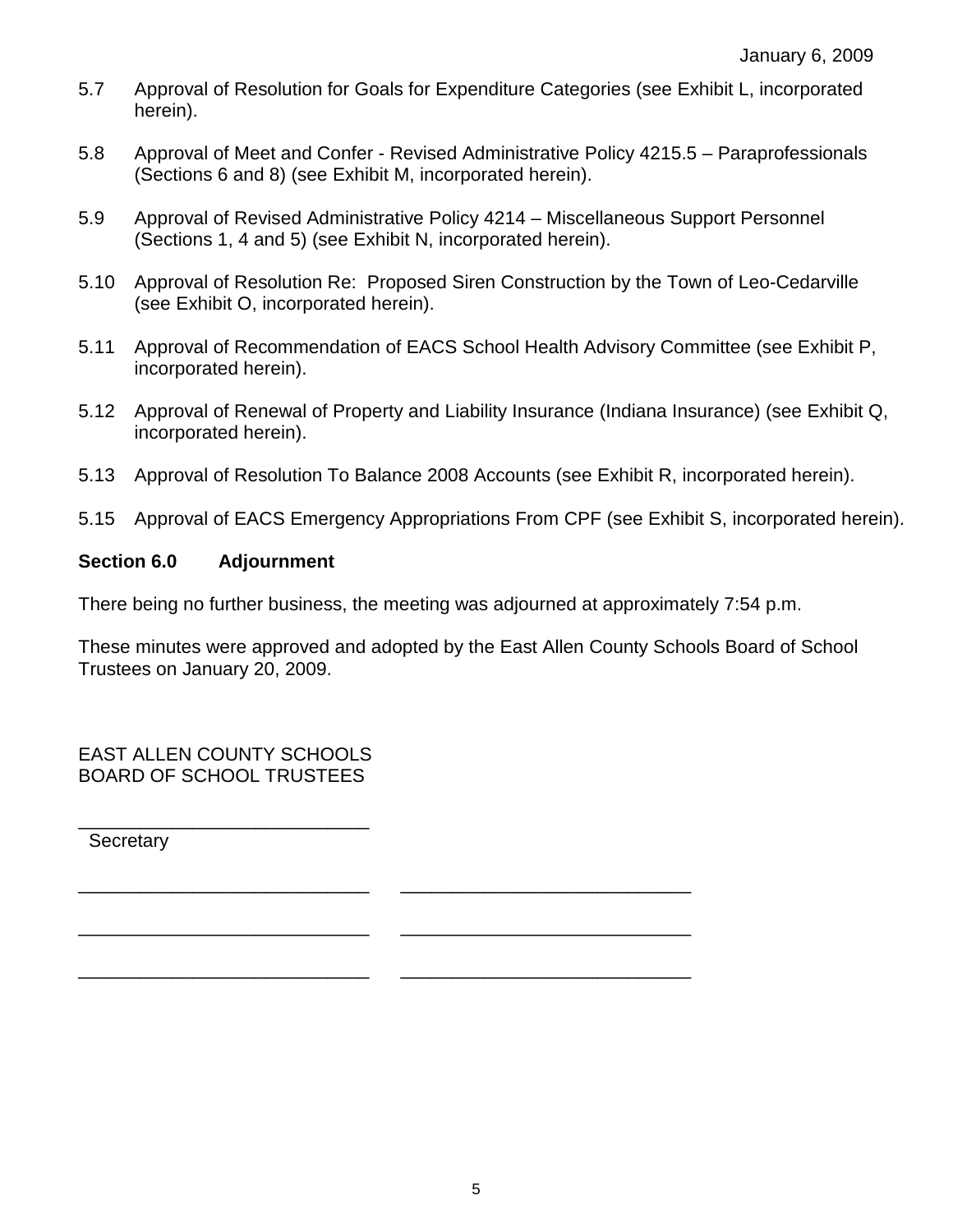January 6, 2009

5.7 Approval of Resolution for Goals for Expenditure Categories (see Exhibit L, incorporated herein).

5.8 Approval of Meet and Confer - Revised Administrative Policy 4215.5 – Paraprofessionals (Sections 6 and 8) (see Exhibit M, incorporated herein).

5.9 Approval of Revised Administrative Policy 4214 – Miscellaneous Support Personnel (Sections 1, 4 and 5) (see Exhibit N, incorporated herein).

5.10 Approval of Resolution Re: Proposed Siren Construction by the Town of Leo-Cedarville (see Exhibit O, incorporated herein).

5.11 Approval of Recommendation of EACS School Health Advisory Committee (see Exhibit P, incorporated herein).

5.12 Approval of Renewal of Property and Liability Insurance (Indiana Insurance) (see Exhibit Q, incorporated herein).

5.13 Approval of Resolution To Balance 2008 Accounts (see Exhibit R, incorporated herein).

5.15 Approval of EACS Emergency Appropriations From CPF (see Exhibit S, incorporated herein).

**Section 6.0 Adjournment**

There being no further business, the meeting was adjourned at approximately 7:54 p.m.

These minutes were approved and adopted by the East Allen County Schools Board of School Trustees on January 20, 2009.

EAST ALLEN COUNTY SCHOOLS
BOARD OF SCHOOL TRUSTEES

____________________________
Secretary

____________________________ ____________________________

____________________________ ____________________________

____________________________ ____________________________